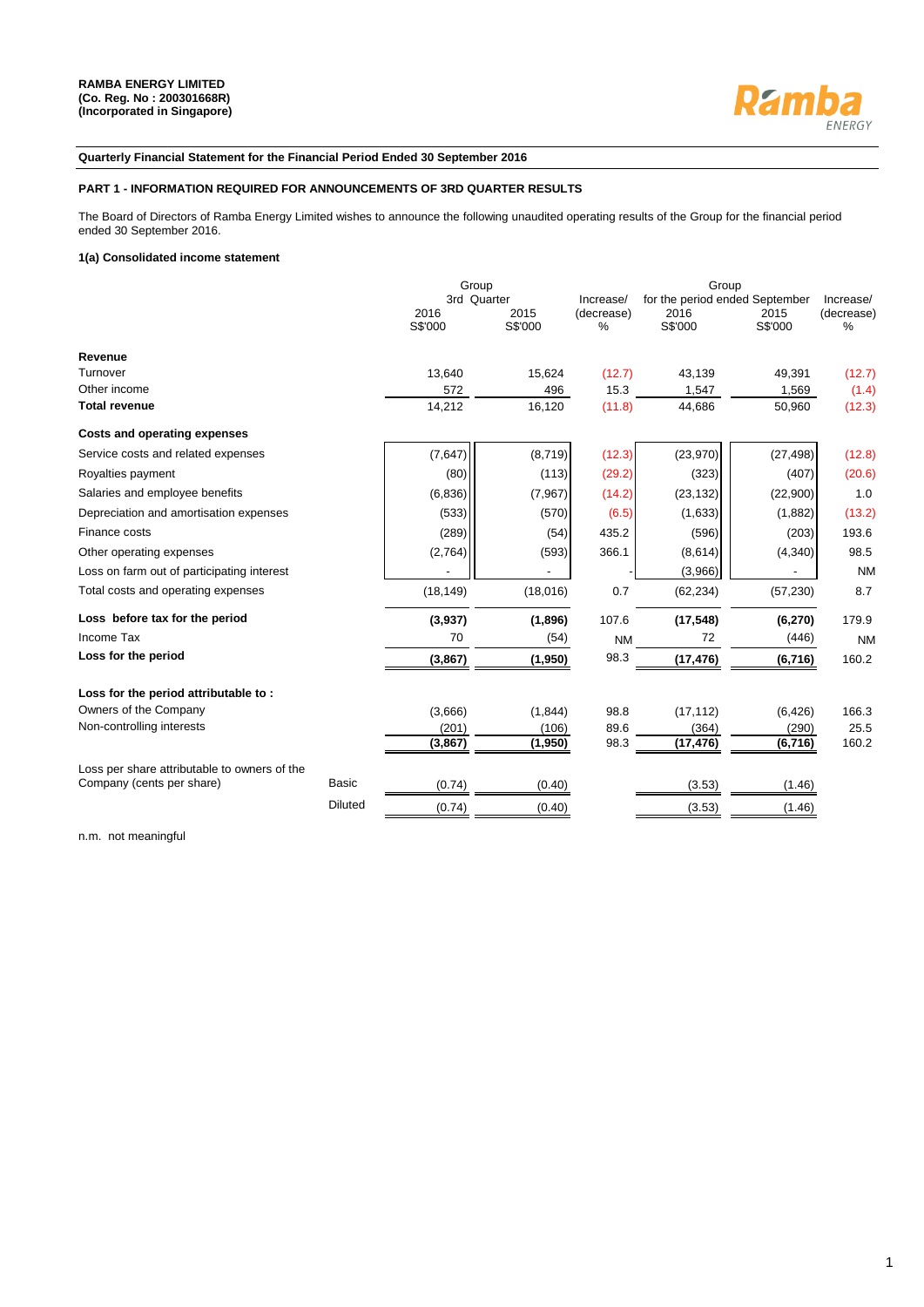**RAMBA ENERGY LIMITED**
**(Co. Reg. No : 200301668R)**
**(Incorporated in Singapore)**

**Quarterly Financial Statement for the Financial Period Ended 30 September 2016**

**PART 1 - INFORMATION REQUIRED FOR ANNOUNCEMENTS OF 3RD QUARTER RESULTS**

The Board of Directors of Ramba Energy Limited wishes to announce the following unaudited operating results of the Group for the financial period ended 30 September 2016.

**1(a) Consolidated income statement**

| | | Group 3rd Quarter | | Increase/ (decrease) | Group for the period ended September | | Increase/ (decrease) |
|---|---|---|---|---|---|---|---|
| | | 2016 S$'000 | 2015 S$'000 | % | 2016 S$'000 | 2015 S$'000 | % |
| **Revenue** | | | | | | | |
| Turnover | | 13,640 | 15,624 | (12.7) | 43,139 | 49,391 | (12.7) |
| Other income | | 572 | 496 | 15.3 | 1,547 | 1,569 | (1.4) |
| **Total revenue** | | 14,212 | 16,120 | (11.8) | 44,686 | 50,960 | (12.3) |
| **Costs and operating expenses** | | | | | | | |
| Service costs and related expenses | | (7,647) | (8,719) | (12.3) | (23,970) | (27,498) | (12.8) |
| Royalties payment | | (80) | (113) | (29.2) | (323) | (407) | (20.6) |
| Salaries and employee benefits | | (6,836) | (7,967) | (14.2) | (23,132) | (22,900) | 1.0 |
| Depreciation and amortisation expenses | | (533) | (570) | (6.5) | (1,633) | (1,882) | (13.2) |
| Finance costs | | (289) | (54) | 435.2 | (596) | (203) | 193.6 |
| Other operating expenses | | (2,764) | (593) | 366.1 | (8,614) | (4,340) | 98.5 |
| Loss on farm out of participating interest | | - | - | - | (3,966) | - | NM |
| Total costs and operating expenses | | (18,149) | (18,016) | 0.7 | (62,234) | (57,230) | 8.7 |
| **Loss before tax for the period** | | **(3,937)** | **(1,896)** | 107.6 | **(17,548)** | **(6,270)** | 179.9 |
| Income Tax | | 70 | (54) | NM | 72 | (446) | NM |
| **Loss for the period** | | **(3,867)** | **(1,950)** | 98.3 | **(17,476)** | **(6,716)** | 160.2 |
| **Loss for the period attributable to :** | | | | | | | |
| Owners of the Company | | (3,666) | (1,844) | 98.8 | (17,112) | (6,426) | 166.3 |
| Non-controlling interests | | (201) | (106) | 89.6 | (364) | (290) | 25.5 |
| | | **(3,867)** | **(1,950)** | 98.3 | **(17,476)** | **(6,716)** | 160.2 |
| Loss per share attributable to owners of the Company (cents per share) | Basic | (0.74) | (0.40) | | (3.53) | (1.46) | |
| | Diluted | (0.74) | (0.40) | | (3.53) | (1.46) | |

n.m. not meaningful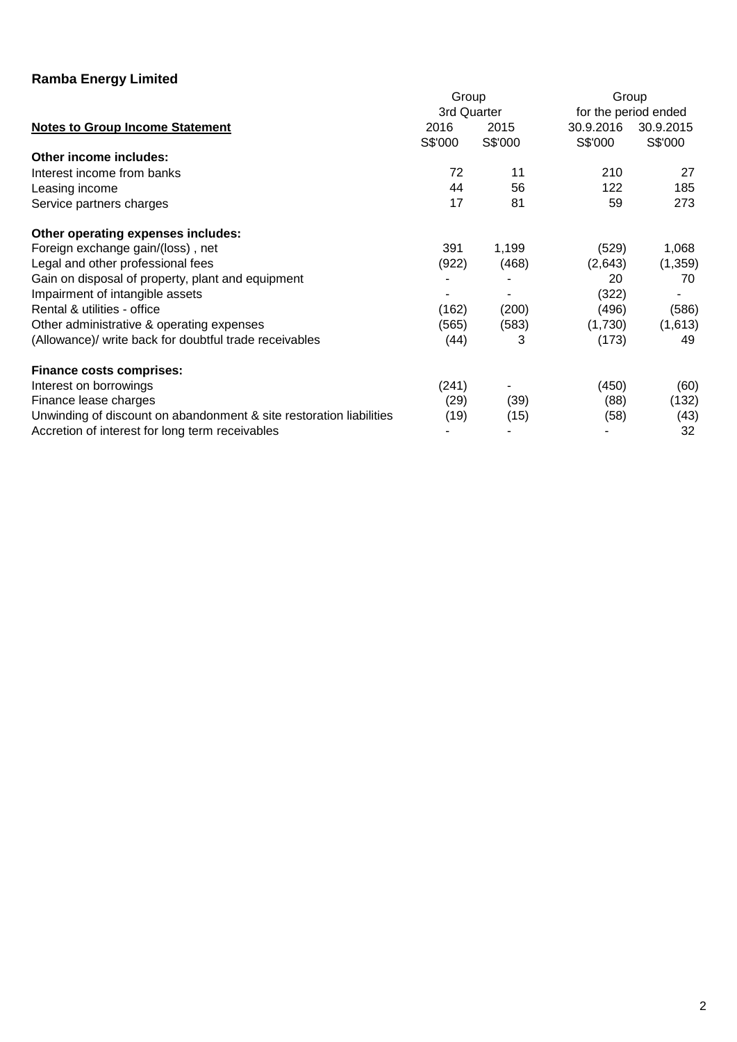**Ramba Energy Limited**

| Notes to Group Income Statement | Group 3rd Quarter | | Group for the period ended | |
|---|---|---|---|---|
| | 2016 | 2015 | 30.9.2016 | 30.9.2015 |
| | S$'000 | S$'000 | S$'000 | S$'000 |
| **Other income includes:** | | | | |
| Interest income from banks | 72 | 11 | 210 | 27 |
| Leasing income | 44 | 56 | 122 | 185 |
| Service partners charges | 17 | 81 | 59 | 273 |
| **Other operating expenses includes:** | | | | |
| Foreign exchange gain/(loss) , net | 391 | 1,199 | (529) | 1,068 |
| Legal and other professional fees | (922) | (468) | (2,643) | (1,359) |
| Gain on disposal of property, plant and equipment | - | - | 20 | 70 |
| Impairment of intangible assets | - | - | (322) | - |
| Rental & utilities - office | (162) | (200) | (496) | (586) |
| Other administrative & operating expenses | (565) | (583) | (1,730) | (1,613) |
| (Allowance)/ write back for doubtful trade receivables | (44) | 3 | (173) | 49 |
| **Finance costs comprises:** | | | | |
| Interest on borrowings | (241) | - | (450) | (60) |
| Finance lease charges | (29) | (39) | (88) | (132) |
| Unwinding of discount on abandonment & site restoration liabilities | (19) | (15) | (58) | (43) |
| Accretion of interest for long term receivables | - | - | - | 32 |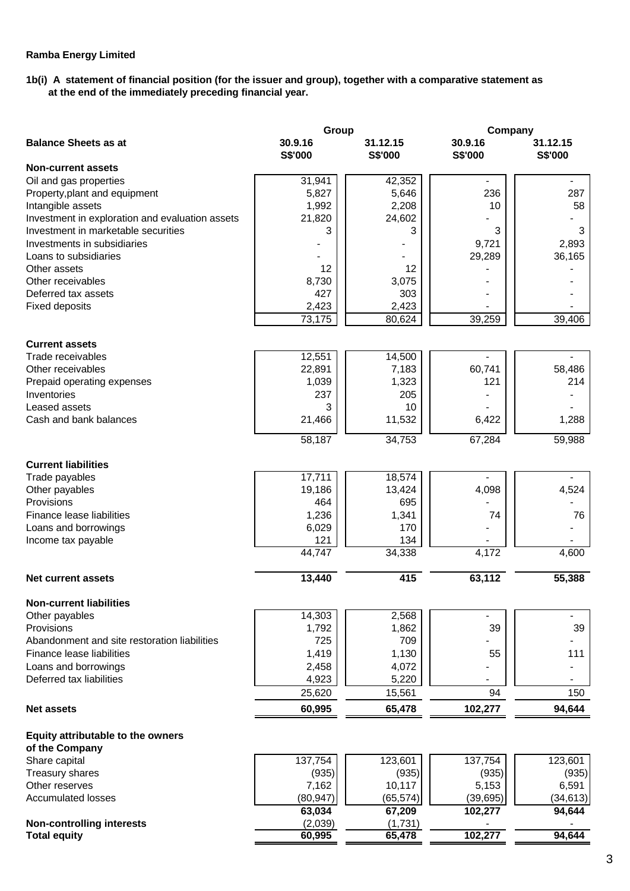**Ramba Energy Limited**

**1b(i) A statement of financial position (for the issuer and group), together with a comparative statement as at the end of the immediately preceding financial year.**

| Balance Sheets as at | Group | | Company | |
|---|---|---|---|---|
| | 30.9.16 | 31.12.15 | 30.9.16 | 31.12.15 |
| | S$'000 | S$'000 | S$'000 | S$'000 |
| **Non-current assets** | | | | |
| Oil and gas properties | 31,941 | 42,352 | - | - |
| Property,plant and equipment | 5,827 | 5,646 | 236 | 287 |
| Intangible assets | 1,992 | 2,208 | 10 | 58 |
| Investment in exploration and evaluation assets | 21,820 | 24,602 | - | - |
| Investment in marketable securities | 3 | 3 | 3 | 3 |
| Investments in subsidiaries | - | - | 9,721 | 2,893 |
| Loans to subsidiaries | - | - | 29,289 | 36,165 |
| Other assets | 12 | 12 | - | - |
| Other receivables | 8,730 | 3,075 | - | - |
| Deferred tax assets | 427 | 303 | - | - |
| Fixed deposits | 2,423 | 2,423 | - | - |
| | 73,175 | 80,624 | 39,259 | 39,406 |
| **Current assets** | | | | |
| Trade receivables | 12,551 | 14,500 | - | - |
| Other receivables | 22,891 | 7,183 | 60,741 | 58,486 |
| Prepaid operating expenses | 1,039 | 1,323 | 121 | 214 |
| Inventories | 237 | 205 | - | - |
| Leased assets | 3 | 10 | - | - |
| Cash and bank balances | 21,466 | 11,532 | 6,422 | 1,288 |
| | 58,187 | 34,753 | 67,284 | 59,988 |
| **Current liabilities** | | | | |
| Trade payables | 17,711 | 18,574 | - | - |
| Other payables | 19,186 | 13,424 | 4,098 | 4,524 |
| Provisions | 464 | 695 | - | - |
| Finance lease liabilities | 1,236 | 1,341 | 74 | 76 |
| Loans and borrowings | 6,029 | 170 | - | - |
| Income tax payable | 121 | 134 | - | - |
| | 44,747 | 34,338 | 4,172 | 4,600 |
| **Net current assets** | **13,440** | **415** | **63,112** | **55,388** |
| **Non-current liabilities** | | | | |
| Other payables | 14,303 | 2,568 | - | - |
| Provisions | 1,792 | 1,862 | 39 | 39 |
| Abandonment and site restoration liabilities | 725 | 709 | - | - |
| Finance lease liabilities | 1,419 | 1,130 | 55 | 111 |
| Loans and borrowings | 2,458 | 4,072 | - | - |
| Deferred tax liabilities | 4,923 | 5,220 | - | - |
| | 25,620 | 15,561 | 94 | 150 |
| **Net assets** | **60,995** | **65,478** | **102,277** | **94,644** |
| **Equity attributable to the owners of the Company** | | | | |
| Share capital | 137,754 | 123,601 | 137,754 | 123,601 |
| Treasury shares | (935) | (935) | (935) | (935) |
| Other reserves | 7,162 | 10,117 | 5,153 | 6,591 |
| Accumulated losses | (80,947) | (65,574) | (39,695) | (34,613) |
| | **63,034** | **67,209** | **102,277** | **94,644** |
| **Non-controlling interests** | (2,039) | (1,731) | - | - |
| **Total equity** | **60,995** | **65,478** | **102,277** | **94,644** |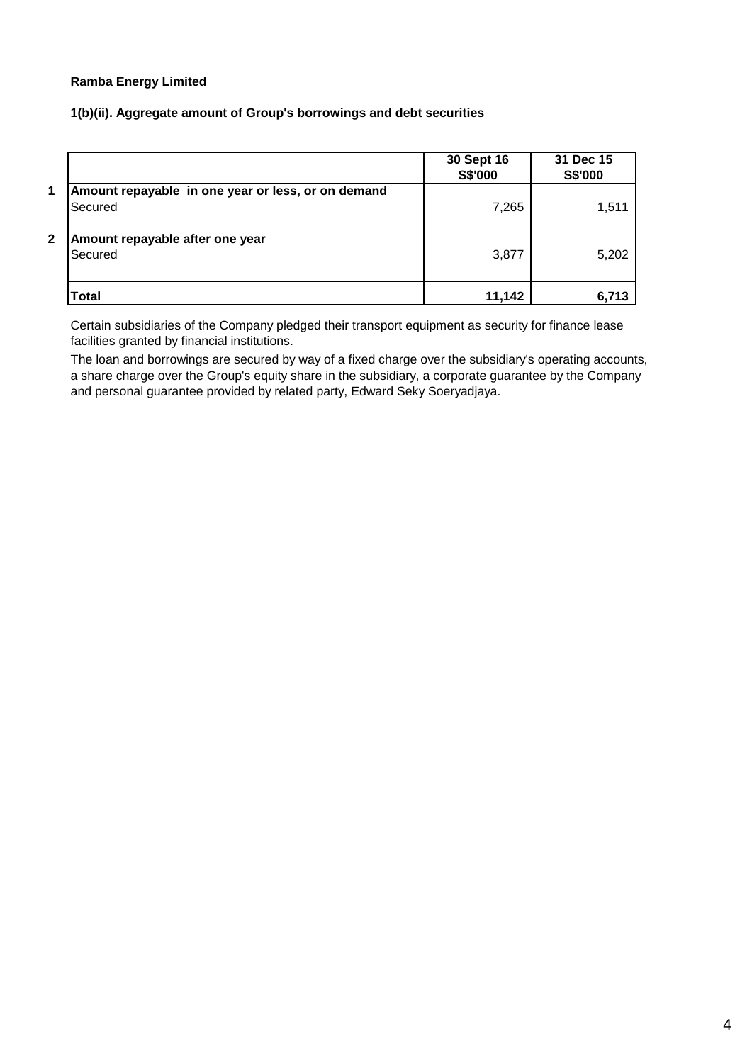**Ramba Energy Limited**

**1(b)(ii). Aggregate amount of Group's borrowings and debt securities**

| | | 30 Sept 16 S$'000 | 31 Dec 15 S$'000 |
|---|---|---|---|
| 1 | **Amount repayable in one year or less, or on demand** | | |
| | Secured | 7,265 | 1,511 |
| 2 | **Amount repayable after one year** | | |
| | Secured | 3,877 | 5,202 |
| | **Total** | **11,142** | **6,713** |

Certain subsidiaries of the Company pledged their transport equipment as security for finance lease facilities granted by financial institutions.

The loan and borrowings are secured by way of a fixed charge over the subsidiary's operating accounts, a share charge over the Group's equity share in the subsidiary, a corporate guarantee by the Company and personal guarantee provided by related party, Edward Seky Soeryadjaya.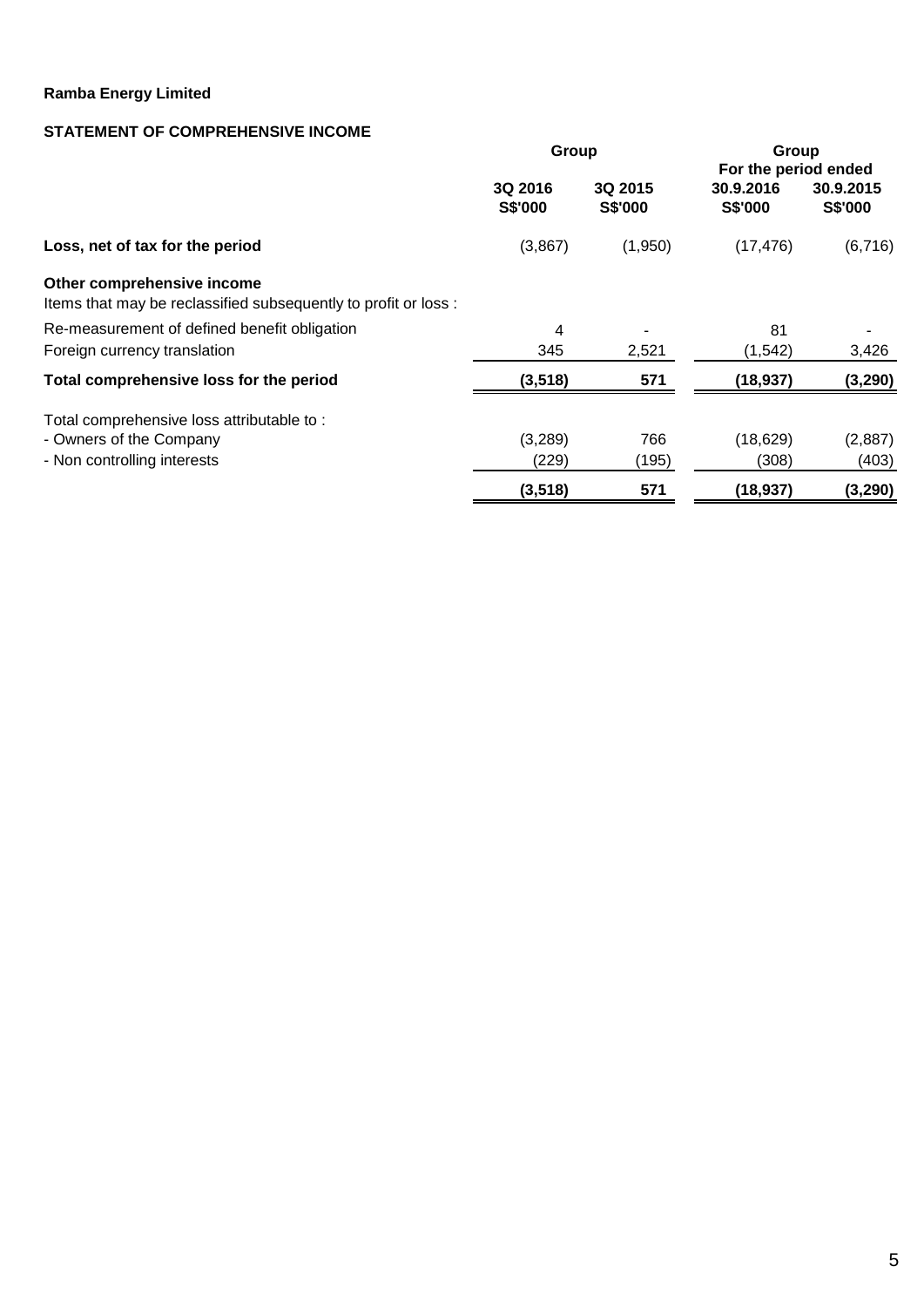**Ramba Energy Limited**

**STATEMENT OF COMPREHENSIVE INCOME**

| | Group | | Group For the period ended | |
|---|---|---|---|---|
| | **3Q 2016 S$'000** | **3Q 2015 S$'000** | **30.9.2016 S$'000** | **30.9.2015 S$'000** |
| **Loss, net of tax for the period** | (3,867) | (1,950) | (17,476) | (6,716) |
| **Other comprehensive income** | | | | |
| Items that may be reclassified subsequently to profit or loss : | | | | |
| Re-measurement of defined benefit obligation | 4 | - | 81 | - |
| Foreign currency translation | 345 | 2,521 | (1,542) | 3,426 |
| **Total comprehensive loss for the period** | **(3,518)** | **571** | **(18,937)** | **(3,290)** |
| Total comprehensive loss attributable to : | | | | |
| - Owners of the Company | (3,289) | 766 | (18,629) | (2,887) |
| - Non controlling interests | (229) | (195) | (308) | (403) |
| | **(3,518)** | **571** | **(18,937)** | **(3,290)** |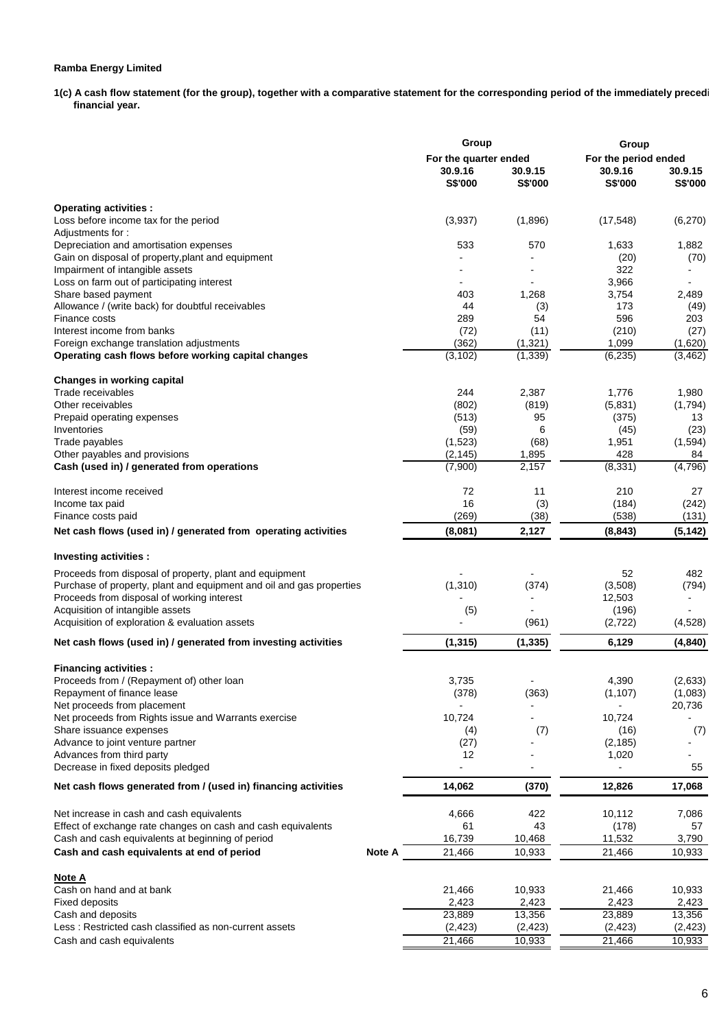**Ramba Energy Limited**

**1(c) A cash flow statement (for the group), together with a comparative statement for the corresponding period of the immediately precedi financial year.**

| | | Group | | Group | |
|---|---|---|---|---|---|
| | | For the quarter ended | | For the period ended | |
| | | 30.9.16 | 30.9.15 | 30.9.16 | 30.9.15 |
| | | S$'000 | S$'000 | S$'000 | S$'000 |
| **Operating activities :** | | | | | |
| Loss before income tax for the period | | (3,937) | (1,896) | (17,548) | (6,270) |
| Adjustments for : | | | | | |
| Depreciation and amortisation expenses | | 533 | 570 | 1,633 | 1,882 |
| Gain on disposal of property,plant and equipment | | - | - | (20) | (70) |
| Impairment of intangible assets | | - | - | 322 | - |
| Loss on farm out of participating interest | | - | - | 3,966 | - |
| Share based payment | | 403 | 1,268 | 3,754 | 2,489 |
| Allowance / (write back) for doubtful receivables | | 44 | (3) | 173 | (49) |
| Finance costs | | 289 | 54 | 596 | 203 |
| Interest income from banks | | (72) | (11) | (210) | (27) |
| Foreign exchange translation adjustments | | (362) | (1,321) | 1,099 | (1,620) |
| **Operating cash flows before working capital changes** | | (3,102) | (1,339) | (6,235) | (3,462) |
| **Changes in working capital** | | | | | |
| Trade receivables | | 244 | 2,387 | 1,776 | 1,980 |
| Other receivables | | (802) | (819) | (5,831) | (1,794) |
| Prepaid operating expenses | | (513) | 95 | (375) | 13 |
| Inventories | | (59) | 6 | (45) | (23) |
| Trade payables | | (1,523) | (68) | 1,951 | (1,594) |
| Other payables and provisions | | (2,145) | 1,895 | 428 | 84 |
| **Cash (used in) / generated from operations** | | (7,900) | 2,157 | (8,331) | (4,796) |
| Interest income received | | 72 | 11 | 210 | 27 |
| Income tax paid | | 16 | (3) | (184) | (242) |
| Finance costs paid | | (269) | (38) | (538) | (131) |
| **Net cash flows (used in) / generated from operating activities** | | **(8,081)** | **2,127** | **(8,843)** | **(5,142)** |
| **Investing activities :** | | | | | |
| Proceeds from disposal of property, plant and equipment | | - | - | 52 | 482 |
| Purchase of property, plant and equipment and oil and gas properties | | (1,310) | (374) | (3,508) | (794) |
| Proceeds from disposal of working interest | | - | - | 12,503 | - |
| Acquisition of intangible assets | | (5) | - | (196) | - |
| Acquisition of exploration & evaluation assets | | - | (961) | (2,722) | (4,528) |
| **Net cash flows (used in) / generated from investing activities** | | **(1,315)** | **(1,335)** | **6,129** | **(4,840)** |
| **Financing activities :** | | | | | |
| Proceeds from / (Repayment of) other loan | | 3,735 | - | 4,390 | (2,633) |
| Repayment of finance lease | | (378) | (363) | (1,107) | (1,083) |
| Net proceeds from placement | | - | - | - | 20,736 |
| Net proceeds from Rights issue and Warrants exercise | | 10,724 | - | 10,724 | - |
| Share issuance expenses | | (4) | (7) | (16) | (7) |
| Advance to joint venture partner | | (27) | - | (2,185) | - |
| Advances from third party | | 12 | - | 1,020 | - |
| Decrease in fixed deposits pledged | | - | - | - | 55 |
| **Net cash flows generated from / (used in) financing activities** | | **14,062** | **(370)** | **12,826** | **17,068** |
| Net increase in cash and cash equivalents | | 4,666 | 422 | 10,112 | 7,086 |
| Effect of exchange rate changes on cash and cash equivalents | | 61 | 43 | (178) | 57 |
| Cash and cash equivalents at beginning of period | | 16,739 | 10,468 | 11,532 | 3,790 |
| **Cash and cash equivalents at end of period** | **Note A** | 21,466 | 10,933 | 21,466 | 10,933 |
| **Note A** | | | | | |
| Cash on hand and at bank | | 21,466 | 10,933 | 21,466 | 10,933 |
| Fixed deposits | | 2,423 | 2,423 | 2,423 | 2,423 |
| Cash and deposits | | 23,889 | 13,356 | 23,889 | 13,356 |
| Less : Restricted cash classified as non-current assets | | (2,423) | (2,423) | (2,423) | (2,423) |
| Cash and cash equivalents | | 21,466 | 10,933 | 21,466 | 10,933 |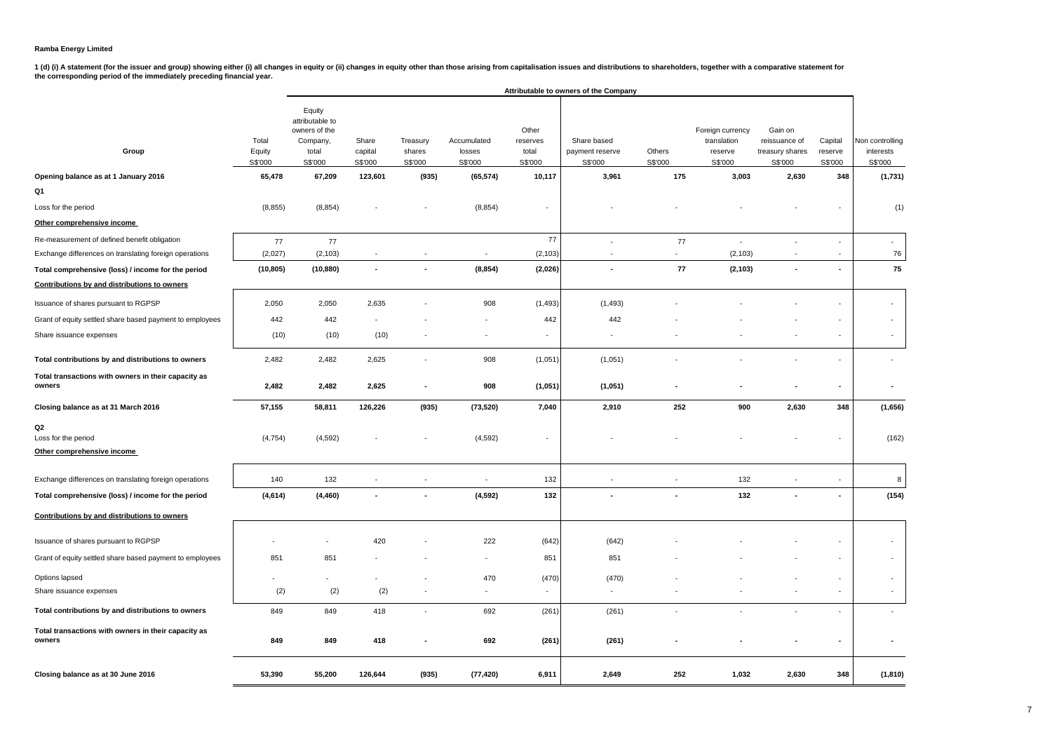**Ramba Energy Limited**

**1 (d) (i) A statement (for the issuer and group) showing either (i) all changes in equity or (ii) changes in equity other than those arising from capitalisation issues and distributions to shareholders, together with a comparative statement for the corresponding period of the immediately preceding financial year.**

| | | Attributable to owners of the Company | | | | | | | | | | | |
|---|---|---|---|---|---|---|---|---|---|---|---|---|---|
| **Group** | Total Equity S$'000 | Equity attributable to owners of the Company, total S$'000 | Share capital S$'000 | Treasury shares S$'000 | Accumulated losses S$'000 | Other reserves total S$'000 | Share based payment reserve S$'000 | Others S$'000 | Foreign currency translation reserve S$'000 | Gain on reissuance of treasury shares S$'000 | Capital reserve S$'000 | Non controlling interests S$'000 |
| **Opening balance as at 1 January 2016** | **65,478** | **67,209** | **123,601** | **(935)** | **(65,574)** | **10,117** | **3,961** | **175** | **3,003** | **2,630** | **348** | **(1,731)** |
| **Q1** | | | | | | | | | | | | |
| Loss for the period | (8,855) | (8,854) | - | - | (8,854) | - | - | - | - | - | - | (1) |
| **Other comprehensive income** | | | | | | | | | | | | |
| Re-measurement of defined benefit obligation | 77 | 77 | | | | 77 | - | 77 | - | - | - | - |
| Exchange differences on translating foreign operations | (2,027) | (2,103) | - | - | - | (2,103) | - | - | (2,103) | - | - | 76 |
| **Total comprehensive (loss) / income for the period** | **(10,805)** | **(10,880)** | **-** | **-** | **(8,854)** | **(2,026)** | **-** | **77** | **(2,103)** | **-** | **-** | **75** |
| **Contributions by and distributions to owners** | | | | | | | | | | | | |
| Issuance of shares pursuant to RGPSP | 2,050 | 2,050 | 2,635 | - | 908 | (1,493) | (1,493) | - | - | - | - | - |
| Grant of equity settled share based payment to employees | 442 | 442 | - | - | - | 442 | 442 | - | - | - | - | - |
| Share issuance expenses | (10) | (10) | (10) | - | - | - | - | - | - | - | - | - |
| **Total contributions by and distributions to owners** | 2,482 | 2,482 | 2,625 | - | 908 | (1,051) | (1,051) | - | - | - | - | - |
| **Total transactions with owners in their capacity as owners** | **2,482** | **2,482** | **2,625** | **-** | **908** | **(1,051)** | **(1,051)** | **-** | **-** | **-** | **-** | **-** |
| **Closing balance as at 31 March 2016** | **57,155** | **58,811** | **126,226** | **(935)** | **(73,520)** | **7,040** | **2,910** | **252** | **900** | **2,630** | **348** | **(1,656)** |
| **Q2** | | | | | | | | | | | | |
| Loss for the period | (4,754) | (4,592) | - | - | (4,592) | - | - | - | - | - | - | (162) |
| **Other comprehensive income** | | | | | | | | | | | | |
| Exchange differences on translating foreign operations | 140 | 132 | - | - | - | 132 | - | - | 132 | - | - | 8 |
| **Total comprehensive (loss) / income for the period** | **(4,614)** | **(4,460)** | **-** | **-** | **(4,592)** | **132** | **-** | **-** | **132** | **-** | **-** | **(154)** |
| **Contributions by and distributions to owners** | | | | | | | | | | | | |
| Issuance of shares pursuant to RGPSP | - | - | 420 | - | 222 | (642) | (642) | - | - | - | - | - |
| Grant of equity settled share based payment to employees | 851 | 851 | - | - | - | 851 | 851 | - | - | - | - | - |
| Options lapsed | - | - | - | - | 470 | (470) | (470) | - | - | - | - | - |
| Share issuance expenses | (2) | (2) | (2) | - | - | - | - | - | - | - | - | - |
| **Total contributions by and distributions to owners** | 849 | 849 | 418 | - | 692 | (261) | (261) | - | - | - | - | - |
| **Total transactions with owners in their capacity as owners** | **849** | **849** | **418** | **-** | **692** | **(261)** | **(261)** | **-** | **-** | **-** | **-** | **-** |
| **Closing balance as at 30 June 2016** | **53,390** | **55,200** | **126,644** | **(935)** | **(77,420)** | **6,911** | **2,649** | **252** | **1,032** | **2,630** | **348** | **(1,810)** |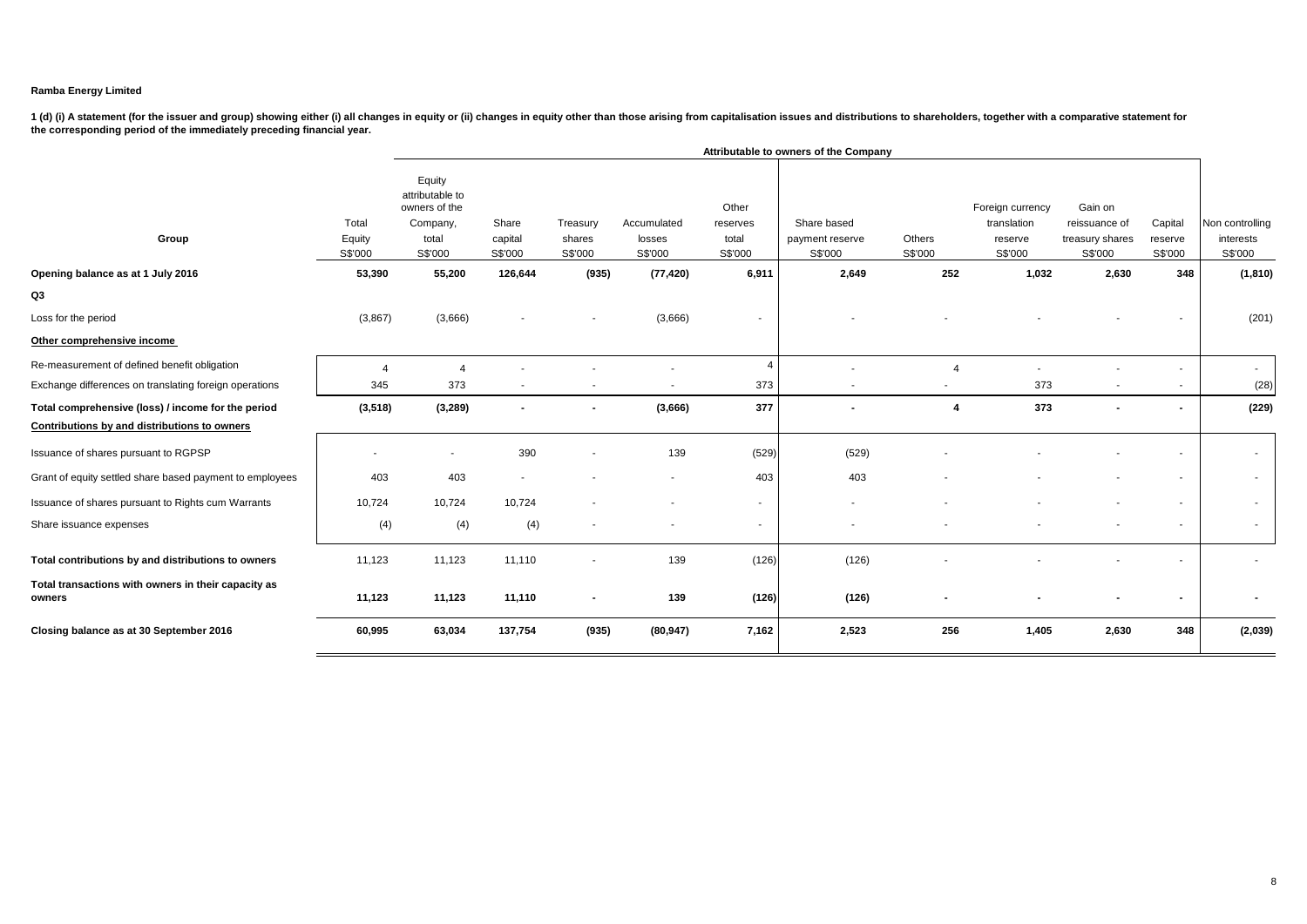**Ramba Energy Limited**

**1 (d) (i) A statement (for the issuer and group) showing either (i) all changes in equity or (ii) changes in equity other than those arising from capitalisation issues and distributions to shareholders, together with a comparative statement for the corresponding period of the immediately preceding financial year.**

| | | Attributable to owners of the Company | | | | | | | | | | |
|---|---|---|---|---|---|---|---|---|---|---|---|---|
| Group | Total Equity S$'000 | Equity attributable to owners of the Company, total S$'000 | Share capital S$'000 | Treasury shares S$'000 | Accumulated losses S$'000 | Other reserves total S$'000 | Share based payment reserve S$'000 | Others S$'000 | Foreign currency translation reserve S$'000 | Gain on reissuance of treasury shares S$'000 | Capital reserve S$'000 | Non controlling interests S$'000 |
| **Opening balance as at 1 July 2016** | **53,390** | **55,200** | **126,644** | **(935)** | **(77,420)** | **6,911** | **2,649** | **252** | **1,032** | **2,630** | **348** | **(1,810)** |
| **Q3** | | | | | | | | | | | | |
| Loss for the period | (3,867) | (3,666) | - | - | (3,666) | - | - | - | - | - | - | (201) |
| **Other comprehensive income** | | | | | | | | | | | | |
| Re-measurement of defined benefit obligation | 4 | 4 | - | - | - | 4 | - | 4 | - | - | - | - |
| Exchange differences on translating foreign operations | 345 | 373 | - | - | - | 373 | - | - | 373 | - | - | (28) |
| **Total comprehensive (loss) / income for the period** | **(3,518)** | **(3,289)** | **-** | **-** | **(3,666)** | **377** | **-** | **4** | **373** | **-** | **-** | **(229)** |
| **Contributions by and distributions to owners** | | | | | | | | | | | | |
| Issuance of shares pursuant to RGPSP | - | - | 390 | - | 139 | (529) | (529) | - | - | - | - | - |
| Grant of equity settled share based payment to employees | 403 | 403 | - | - | - | 403 | 403 | - | - | - | - | - |
| Issuance of shares pursuant to Rights cum Warrants | 10,724 | 10,724 | 10,724 | - | - | - | - | - | - | - | - | - |
| Share issuance expenses | (4) | (4) | (4) | - | - | - | - | - | - | - | - | - |
| **Total contributions by and distributions to owners** | 11,123 | 11,123 | 11,110 | - | 139 | (126) | (126) | - | - | - | - | - |
| **Total transactions with owners in their capacity as owners** | **11,123** | **11,123** | **11,110** | **-** | **139** | **(126)** | **(126)** | **-** | **-** | **-** | **-** | **-** |
| **Closing balance as at 30 September 2016** | **60,995** | **63,034** | **137,754** | **(935)** | **(80,947)** | **7,162** | **2,523** | **256** | **1,405** | **2,630** | **348** | **(2,039)** |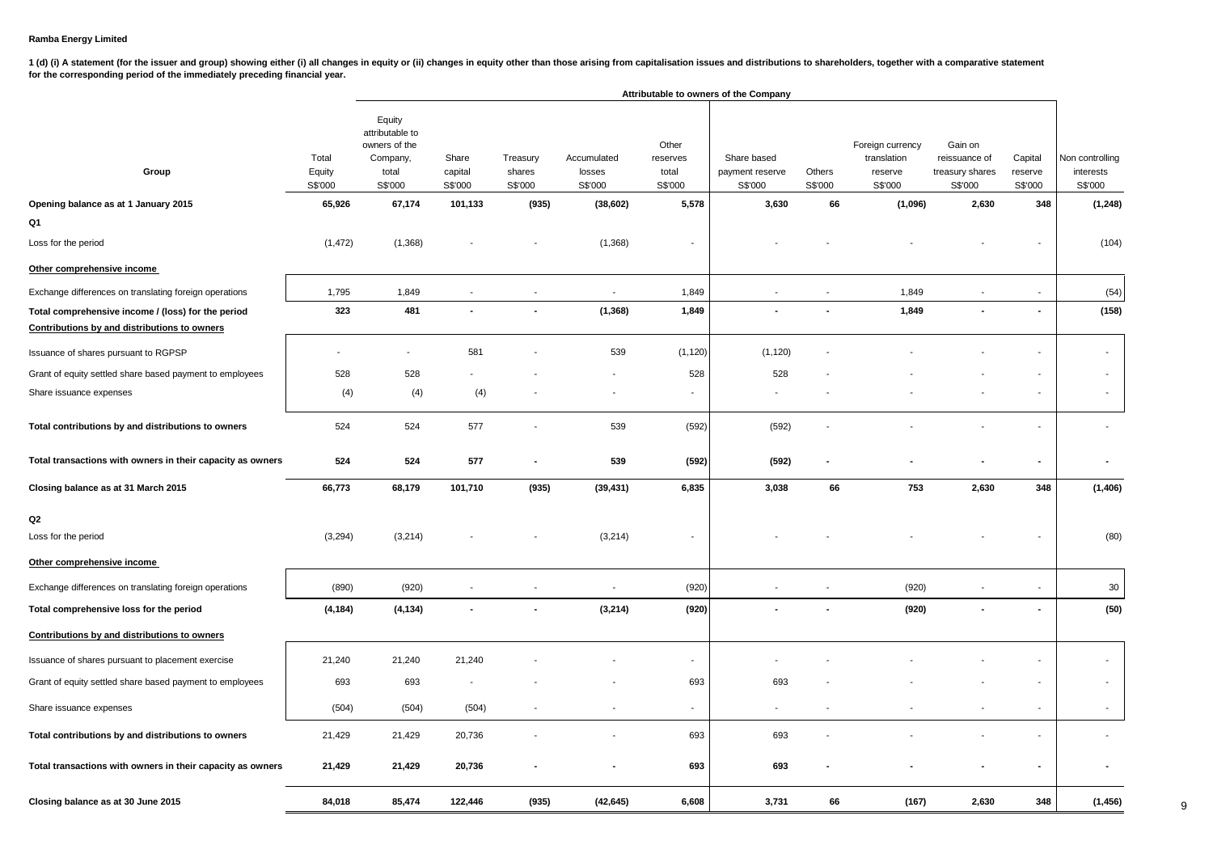**Ramba Energy Limited**

**1 (d) (i) A statement (for the issuer and group) showing either (i) all changes in equity or (ii) changes in equity other than those arising from capitalisation issues and distributions to shareholders, together with a comparative statement for the corresponding period of the immediately preceding financial year.**

| | | Attributable to owners of the Company | | | | | | | | | | | |
|---|---|---|---|---|---|---|---|---|---|---|---|---|---|
| **Group** | Total Equity S$'000 | Equity attributable to owners of the Company, total S$'000 | Share capital S$'000 | Treasury shares S$'000 | Accumulated losses S$'000 | Other reserves total S$'000 | Share based payment reserve S$'000 | Others S$'000 | Foreign currency translation reserve S$'000 | Gain on reissuance of treasury shares S$'000 | Capital reserve S$'000 | Non controlling interests S$'000 |
| **Opening balance as at 1 January 2015** | **65,926** | **67,174** | **101,133** | **(935)** | **(38,602)** | **5,578** | **3,630** | **66** | **(1,096)** | **2,630** | **348** | **(1,248)** |
| **Q1** | | | | | | | | | | | | |
| Loss for the period | (1,472) | (1,368) | - | - | (1,368) | - | - | - | - | - | - | (104) |
| **Other comprehensive income** | | | | | | | | | | | | |
| Exchange differences on translating foreign operations | 1,795 | 1,849 | - | - | - | 1,849 | - | - | 1,849 | - | - | (54) |
| **Total comprehensive income / (loss) for the period** | **323** | **481** | **-** | **-** | **(1,368)** | **1,849** | **-** | **-** | **1,849** | **-** | **-** | **(158)** |
| **Contributions by and distributions to owners** | | | | | | | | | | | | |
| Issuance of shares pursuant to RGPSP | - | - | 581 | - | 539 | (1,120) | (1,120) | - | - | - | - | - |
| Grant of equity settled share based payment to employees | 528 | 528 | - | - | - | 528 | 528 | - | - | - | - | - |
| Share issuance expenses | (4) | (4) | (4) | - | - | - | - | - | - | - | - | - |
| **Total contributions by and distributions to owners** | 524 | 524 | 577 | - | 539 | (592) | (592) | - | - | - | - | - |
| **Total transactions with owners in their capacity as owners** | **524** | **524** | **577** | **-** | **539** | **(592)** | **(592)** | **-** | **-** | **-** | **-** | **-** |
| **Closing balance as at 31 March 2015** | **66,773** | **68,179** | **101,710** | **(935)** | **(39,431)** | **6,835** | **3,038** | **66** | **753** | **2,630** | **348** | **(1,406)** |
| **Q2** | | | | | | | | | | | | |
| Loss for the period | (3,294) | (3,214) | - | - | (3,214) | - | - | - | - | - | - | (80) |
| **Other comprehensive income** | | | | | | | | | | | | |
| Exchange differences on translating foreign operations | (890) | (920) | - | - | - | (920) | - | - | (920) | - | - | 30 |
| **Total comprehensive loss for the period** | **(4,184)** | **(4,134)** | **-** | **-** | **(3,214)** | **(920)** | **-** | **-** | **(920)** | **-** | **-** | **(50)** |
| **Contributions by and distributions to owners** | | | | | | | | | | | | |
| Issuance of shares pursuant to placement exercise | 21,240 | 21,240 | 21,240 | - | - | - | - | - | - | - | - | - |
| Grant of equity settled share based payment to employees | 693 | 693 | - | - | - | 693 | 693 | - | - | - | - | - |
| Share issuance expenses | (504) | (504) | (504) | - | - | - | - | - | - | - | - | - |
| **Total contributions by and distributions to owners** | 21,429 | 21,429 | 20,736 | - | - | 693 | 693 | - | - | - | - | - |
| **Total transactions with owners in their capacity as owners** | **21,429** | **21,429** | **20,736** | **-** | **-** | **693** | **693** | **-** | **-** | **-** | **-** | **-** |
| **Closing balance as at 30 June 2015** | **84,018** | **85,474** | **122,446** | **(935)** | **(42,645)** | **6,608** | **3,731** | **66** | **(167)** | **2,630** | **348** | **(1,456)** |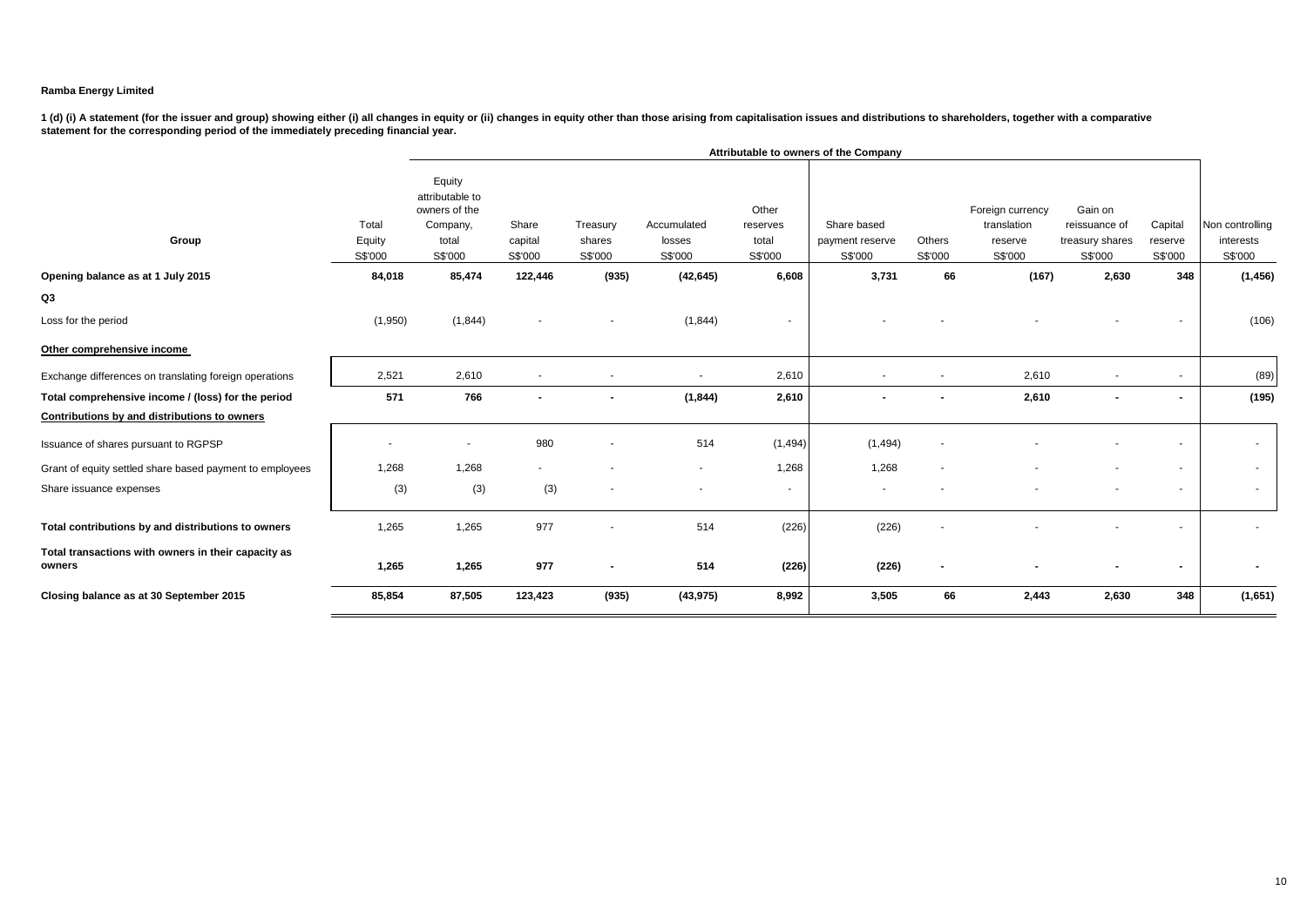**Ramba Energy Limited**

**1 (d) (i) A statement (for the issuer and group) showing either (i) all changes in equity or (ii) changes in equity other than those arising from capitalisation issues and distributions to shareholders, together with a comparative statement for the corresponding period of the immediately preceding financial year.**

| | | Attributable to owners of the Company | | | | | | | | | | |
|---|---|---|---|---|---|---|---|---|---|---|---|---|
| **Group** | Total Equity S$'000 | Equity attributable to owners of the Company, total S$'000 | Share capital S$'000 | Treasury shares S$'000 | Accumulated losses S$'000 | Other reserves total S$'000 | Share based payment reserve S$'000 | Others S$'000 | Foreign currency translation reserve S$'000 | Gain on reissuance of treasury shares S$'000 | Capital reserve S$'000 | Non controlling interests S$'000 |
| **Opening balance as at 1 July 2015** | **84,018** | **85,474** | **122,446** | **(935)** | **(42,645)** | **6,608** | **3,731** | **66** | **(167)** | **2,630** | **348** | **(1,456)** |
| **Q3** | | | | | | | | | | | | |
| Loss for the period | (1,950) | (1,844) | - | - | (1,844) | - | - | - | - | - | - | (106) |
| **Other comprehensive income** | | | | | | | | | | | | |
| Exchange differences on translating foreign operations | 2,521 | 2,610 | - | - | - | 2,610 | - | - | 2,610 | - | - | (89) |
| **Total comprehensive income / (loss) for the period** | **571** | **766** | **-** | **-** | **(1,844)** | **2,610** | **-** | **-** | **2,610** | **-** | **-** | **(195)** |
| **Contributions by and distributions to owners** | | | | | | | | | | | | |
| Issuance of shares pursuant to RGPSP | - | - | 980 | - | 514 | (1,494) | (1,494) | - | - | - | - | - |
| Grant of equity settled share based payment to employees | 1,268 | 1,268 | - | - | - | 1,268 | 1,268 | - | - | - | - | - |
| Share issuance expenses | (3) | (3) | (3) | - | - | - | - | - | - | - | - | - |
| **Total contributions by and distributions to owners** | 1,265 | 1,265 | 977 | - | 514 | (226) | (226) | - | - | - | - | - |
| **Total transactions with owners in their capacity as owners** | **1,265** | **1,265** | **977** | **-** | **514** | **(226)** | **(226)** | **-** | **-** | **-** | **-** | **-** |
| **Closing balance as at 30 September 2015** | **85,854** | **87,505** | **123,423** | **(935)** | **(43,975)** | **8,992** | **3,505** | **66** | **2,443** | **2,630** | **348** | **(1,651)** |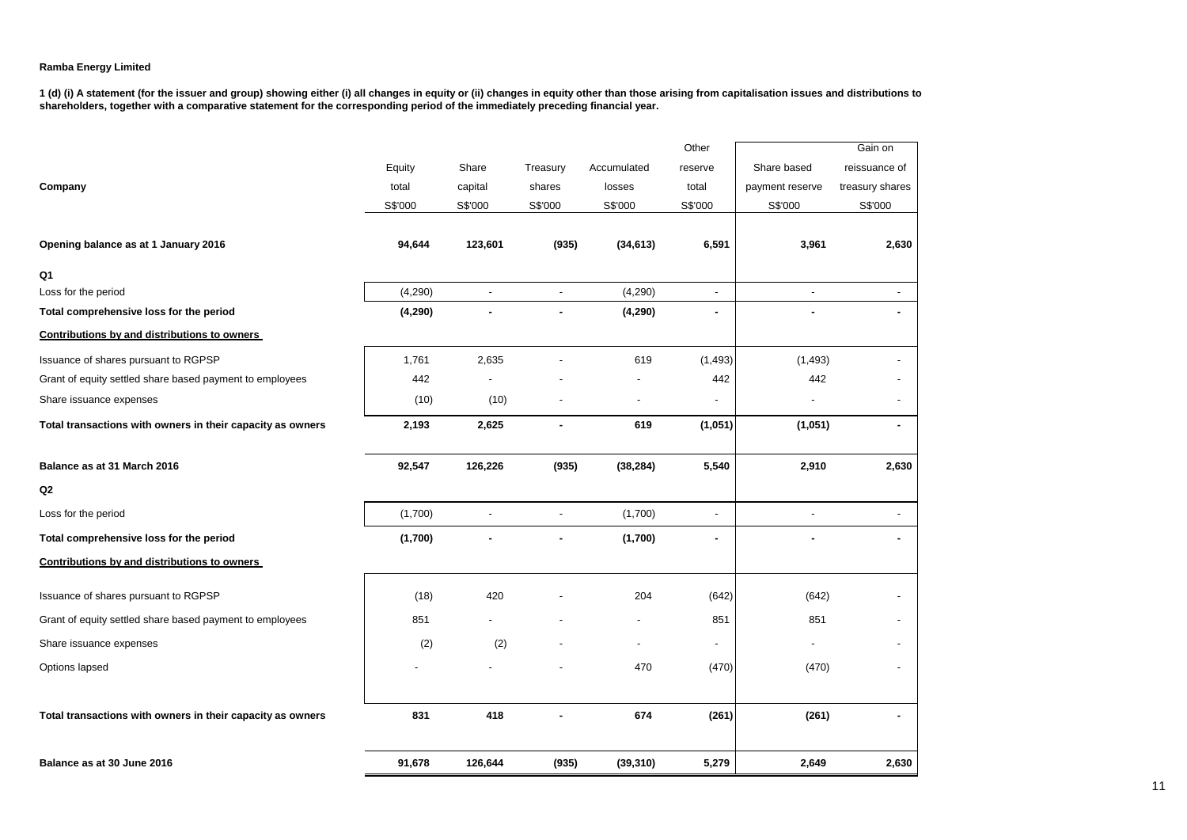**Ramba Energy Limited**

**1 (d) (i) A statement (for the issuer and group) showing either (i) all changes in equity or (ii) changes in equity other than those arising from capitalisation issues and distributions to shareholders, together with a comparative statement for the corresponding period of the immediately preceding financial year.**

| Company | Equity total | Share capital | Treasury shares | Accumulated losses | Other reserve total | Share based payment reserve | Gain on reissuance of treasury shares |
|---|---|---|---|---|---|---|---|
| | S$'000 | S$'000 | S$'000 | S$'000 | S$'000 | S$'000 | S$'000 |
| **Opening balance as at 1 January 2016** | **94,644** | **123,601** | **(935)** | **(34,613)** | **6,591** | **3,961** | **2,630** |
| **Q1** | | | | | | | |
| Loss for the period | (4,290) | - | - | (4,290) | - | - | - |
| **Total comprehensive loss for the period** | **(4,290)** | **-** | **-** | **(4,290)** | **-** | **-** | **-** |
| **Contributions by and distributions to owners** | | | | | | | |
| Issuance of shares pursuant to RGPSP | 1,761 | 2,635 | - | 619 | (1,493) | (1,493) | - |
| Grant of equity settled share based payment to employees | 442 | - | - | - | 442 | 442 | - |
| Share issuance expenses | (10) | (10) | - | - | - | - | - |
| **Total transactions with owners in their capacity as owners** | **2,193** | **2,625** | **-** | **619** | **(1,051)** | **(1,051)** | **-** |
| **Balance as at 31 March 2016** | **92,547** | **126,226** | **(935)** | **(38,284)** | **5,540** | **2,910** | **2,630** |
| **Q2** | | | | | | | |
| Loss for the period | (1,700) | - | - | (1,700) | - | - | - |
| **Total comprehensive loss for the period** | **(1,700)** | **-** | **-** | **(1,700)** | **-** | **-** | **-** |
| **Contributions by and distributions to owners** | | | | | | | |
| Issuance of shares pursuant to RGPSP | (18) | 420 | - | 204 | (642) | (642) | - |
| Grant of equity settled share based payment to employees | 851 | - | - | - | 851 | 851 | - |
| Share issuance expenses | (2) | (2) | - | - | - | - | - |
| Options lapsed | - | - | - | 470 | (470) | (470) | - |
| **Total transactions with owners in their capacity as owners** | **831** | **418** | **-** | **674** | **(261)** | **(261)** | **-** |
| **Balance as at 30 June 2016** | **91,678** | **126,644** | **(935)** | **(39,310)** | **5,279** | **2,649** | **2,630** |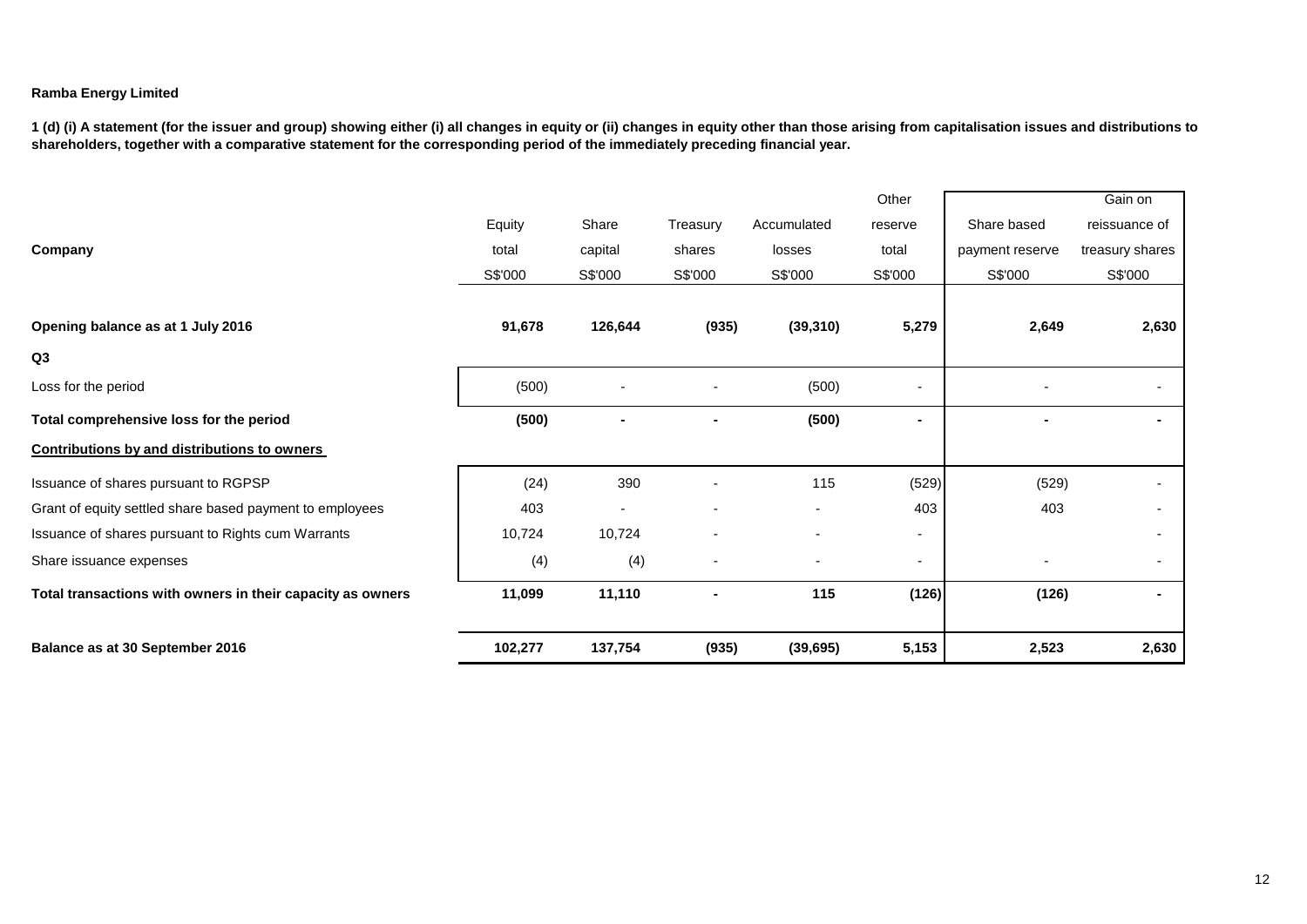**Ramba Energy Limited**

**1 (d) (i) A statement (for the issuer and group) showing either (i) all changes in equity or (ii) changes in equity other than those arising from capitalisation issues and distributions to shareholders, together with a comparative statement for the corresponding period of the immediately preceding financial year.**

| **Company** | Equity total | Share capital | Treasury shares | Accumulated losses | Other reserve total | Share based payment reserve | Gain on reissuance of treasury shares |
|---|---|---|---|---|---|---|---|
| | S$'000 | S$'000 | S$'000 | S$'000 | S$'000 | S$'000 | S$'000 |
| **Opening balance as at 1 July 2016** | **91,678** | **126,644** | **(935)** | **(39,310)** | **5,279** | **2,649** | **2,630** |
| **Q3** | | | | | | | |
| Loss for the period | (500) | - | - | (500) | - | - | - |
| **Total comprehensive loss for the period** | **(500)** | **-** | **-** | **(500)** | **-** | **-** | **-** |
| **Contributions by and distributions to owners** | | | | | | | |
| Issuance of shares pursuant to RGPSP | (24) | 390 | - | 115 | (529) | (529) | - |
| Grant of equity settled share based payment to employees | 403 | - | - | - | 403 | 403 | - |
| Issuance of shares pursuant to Rights cum Warrants | 10,724 | 10,724 | - | - | - | | - |
| Share issuance expenses | (4) | (4) | - | - | - | - | - |
| **Total transactions with owners in their capacity as owners** | **11,099** | **11,110** | **-** | **115** | **(126)** | **(126)** | **-** |
| **Balance as at 30 September 2016** | **102,277** | **137,754** | **(935)** | **(39,695)** | **5,153** | **2,523** | **2,630** |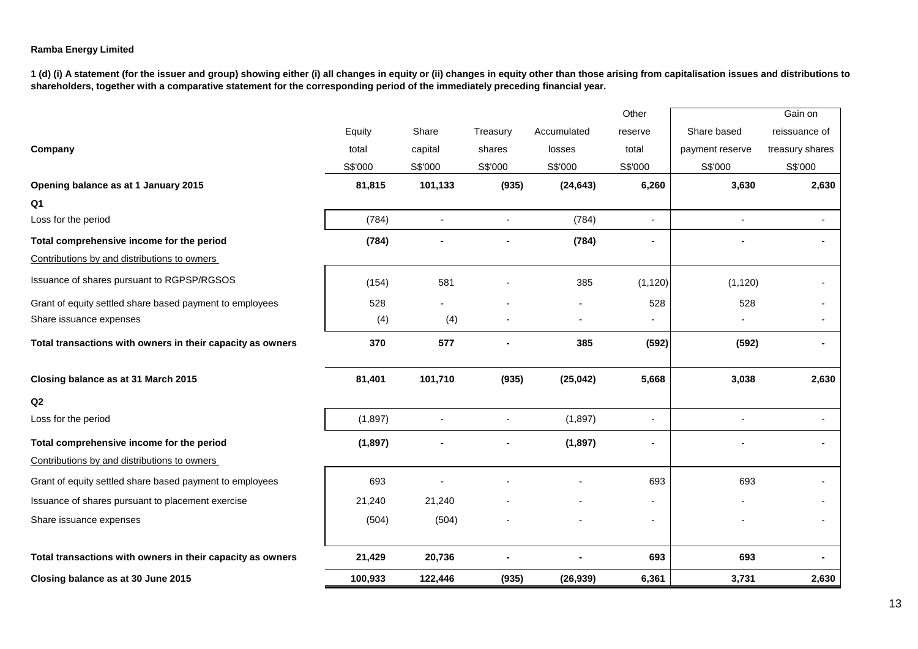**Ramba Energy Limited**

**1 (d) (i) A statement (for the issuer and group) showing either (i) all changes in equity or (ii) changes in equity other than those arising from capitalisation issues and distributions to shareholders, together with a comparative statement for the corresponding period of the immediately preceding financial year.**

| Company | Equity total | Share capital | Treasury shares | Accumulated losses | Other reserve total | Share based payment reserve | Gain on reissuance of treasury shares |
|---|---|---|---|---|---|---|---|
| | S$'000 | S$'000 | S$'000 | S$'000 | S$'000 | S$'000 | S$'000 |
| **Opening balance as at 1 January 2015** | **81,815** | **101,133** | **(935)** | **(24,643)** | **6,260** | **3,630** | **2,630** |
| **Q1** | | | | | | | |
| Loss for the period | (784) | - | - | (784) | - | - | - |
| **Total comprehensive income for the period** | **(784)** | **-** | **-** | **(784)** | **-** | **-** | **-** |
| Contributions by and distributions to owners | | | | | | | |
| Issuance of shares pursuant to RGPSP/RGSOS | (154) | 581 | - | 385 | (1,120) | (1,120) | - |
| Grant of equity settled share based payment to employees | 528 | - | - | - | 528 | 528 | - |
| Share issuance expenses | (4) | (4) | - | - | - | - | - |
| **Total transactions with owners in their capacity as owners** | **370** | **577** | **-** | **385** | **(592)** | **(592)** | **-** |
| **Closing balance as at 31 March 2015** | **81,401** | **101,710** | **(935)** | **(25,042)** | **5,668** | **3,038** | **2,630** |
| **Q2** | | | | | | | |
| Loss for the period | (1,897) | - | - | (1,897) | - | - | - |
| **Total comprehensive income for the period** | **(1,897)** | **-** | **-** | **(1,897)** | **-** | **-** | **-** |
| Contributions by and distributions to owners | | | | | | | |
| Grant of equity settled share based payment to employees | 693 | - | - | - | 693 | 693 | - |
| Issuance of shares pursuant to placement exercise | 21,240 | 21,240 | - | - | - | - | - |
| Share issuance expenses | (504) | (504) | - | - | - | - | - |
| **Total transactions with owners in their capacity as owners** | **21,429** | **20,736** | **-** | **-** | **693** | **693** | **-** |
| **Closing balance as at 30 June 2015** | **100,933** | **122,446** | **(935)** | **(26,939)** | **6,361** | **3,731** | **2,630** |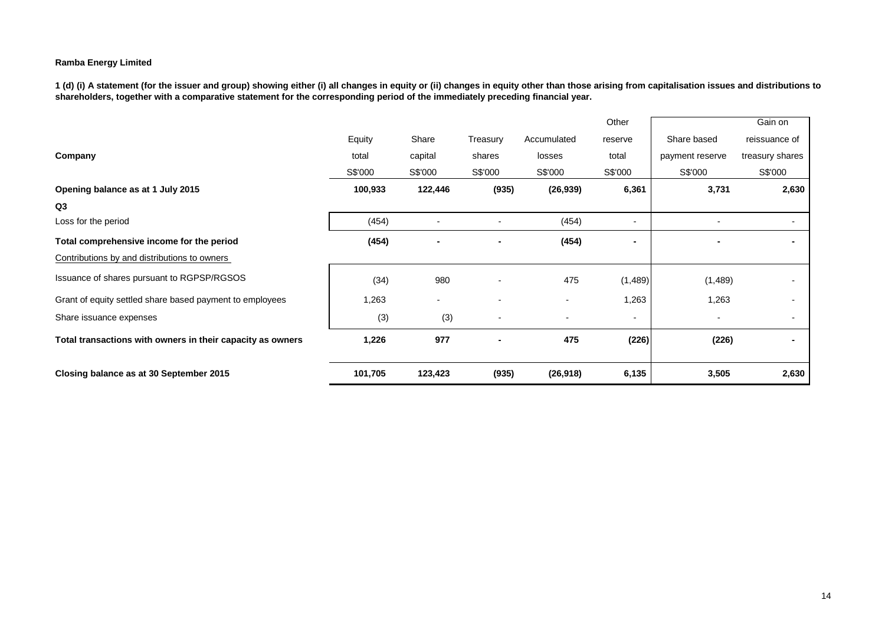**Ramba Energy Limited**

**1 (d) (i) A statement (for the issuer and group) showing either (i) all changes in equity or (ii) changes in equity other than those arising from capitalisation issues and distributions to shareholders, together with a comparative statement for the corresponding period of the immediately preceding financial year.**

| Company | Equity total | Share capital | Treasury shares | Accumulated losses | Other reserve total | Share based payment reserve | Gain on reissuance of treasury shares |
|---|---|---|---|---|---|---|---|
| | S$'000 | S$'000 | S$'000 | S$'000 | S$'000 | S$'000 | S$'000 |
| **Opening balance as at 1 July 2015** | **100,933** | **122,446** | **(935)** | **(26,939)** | **6,361** | **3,731** | **2,630** |
| **Q3** | | | | | | | |
| Loss for the period | (454) | - | - | (454) | - | - | - |
| **Total comprehensive income for the period** | **(454)** | **-** | **-** | **(454)** | **-** | **-** | **-** |
| Contributions by and distributions to owners | | | | | | | |
| Issuance of shares pursuant to RGPSP/RGSOS | (34) | 980 | - | 475 | (1,489) | (1,489) | - |
| Grant of equity settled share based payment to employees | 1,263 | - | - | - | 1,263 | 1,263 | - |
| Share issuance expenses | (3) | (3) | - | - | - | - | - |
| **Total transactions with owners in their capacity as owners** | **1,226** | **977** | **-** | **475** | **(226)** | **(226)** | **-** |
| **Closing balance as at 30 September 2015** | **101,705** | **123,423** | **(935)** | **(26,918)** | **6,135** | **3,505** | **2,630** |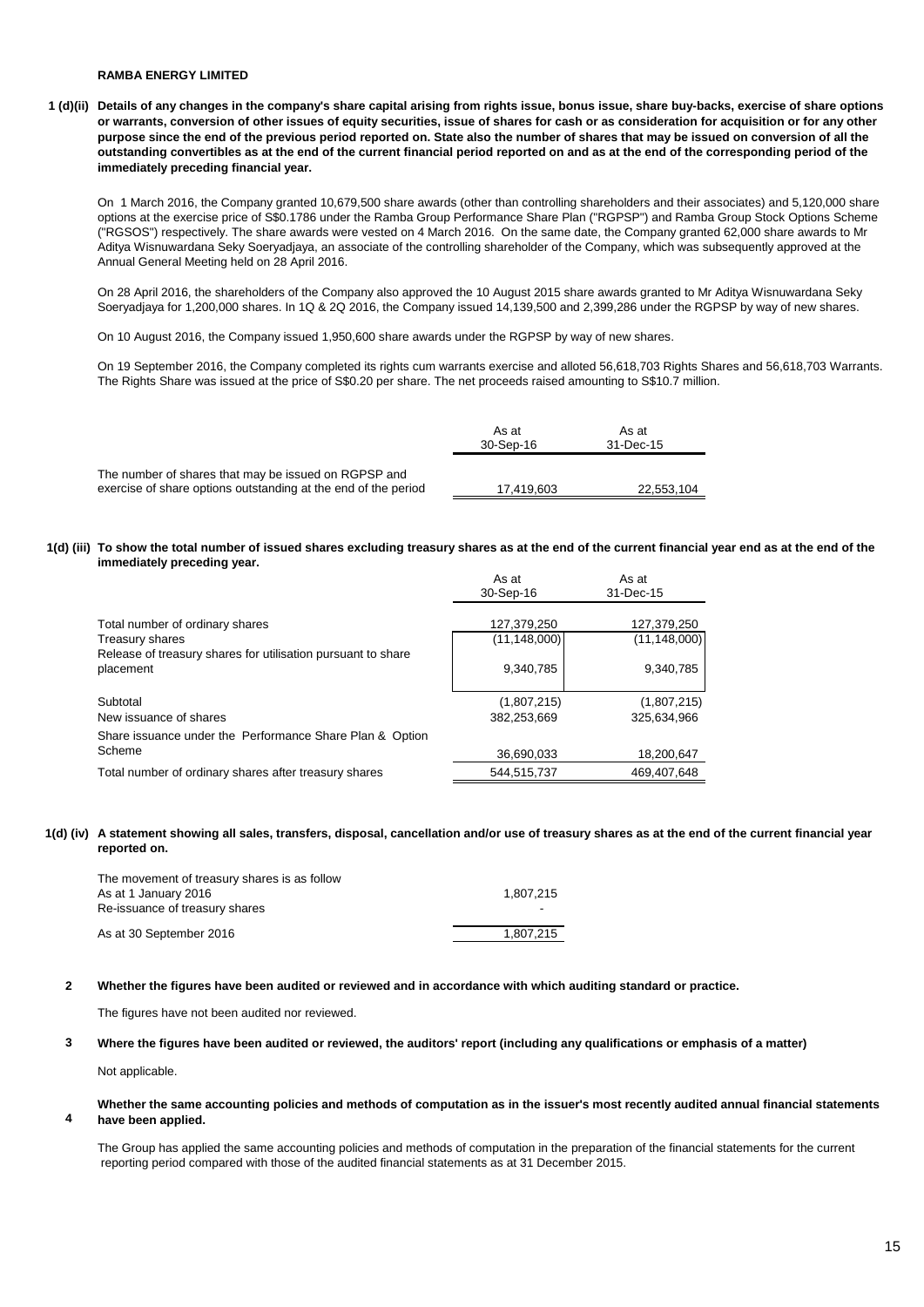**RAMBA ENERGY LIMITED**

**1 (d)(ii) Details of any changes in the company's share capital arising from rights issue, bonus issue, share buy-backs, exercise of share options or warrants, conversion of other issues of equity securities, issue of shares for cash or as consideration for acquisition or for any other purpose since the end of the previous period reported on. State also the number of shares that may be issued on conversion of all the outstanding convertibles as at the end of the current financial period reported on and as at the end of the corresponding period of the immediately preceding financial year.**

On 1 March 2016, the Company granted 10,679,500 share awards (other than controlling shareholders and their associates) and 5,120,000 share options at the exercise price of S$0.1786 under the Ramba Group Performance Share Plan ("RGPSP") and Ramba Group Stock Options Scheme ("RGSOS") respectively. The share awards were vested on 4 March 2016. On the same date, the Company granted 62,000 share awards to Mr Aditya Wisnuwardana Seky Soeryadjaya, an associate of the controlling shareholder of the Company, which was subsequently approved at the Annual General Meeting held on 28 April 2016.

On 28 April 2016, the shareholders of the Company also approved the 10 August 2015 share awards granted to Mr Aditya Wisnuwardana Seky Soeryadjaya for 1,200,000 shares. In 1Q & 2Q 2016, the Company issued 14,139,500 and 2,399,286 under the RGPSP by way of new shares.

On 10 August 2016, the Company issued 1,950,600 share awards under the RGPSP by way of new shares.

On 19 September 2016, the Company completed its rights cum warrants exercise and alloted 56,618,703 Rights Shares and 56,618,703 Warrants. The Rights Share was issued at the price of S$0.20 per share. The net proceeds raised amounting to S$10.7 million.

| | As at 30-Sep-16 | As at 31-Dec-15 |
|---|---|---|
| The number of shares that may be issued on RGPSP and exercise of share options outstanding at the end of the period | 17,419,603 | 22,553,104 |

**1(d) (iii) To show the total number of issued shares excluding treasury shares as at the end of the current financial year end as at the end of the immediately preceding year.**

| | As at 30-Sep-16 | As at 31-Dec-15 |
|---|---|---|
| Total number of ordinary shares | 127,379,250 | 127,379,250 |
| Treasury shares | (11,148,000) | (11,148,000) |
| Release of treasury shares for utilisation pursuant to share placement | 9,340,785 | 9,340,785 |
| Subtotal | (1,807,215) | (1,807,215) |
| New issuance of shares | 382,253,669 | 325,634,966 |
| Share issuance under the Performance Share Plan & Option Scheme | 36,690,033 | 18,200,647 |
| Total number of ordinary shares after treasury shares | 544,515,737 | 469,407,648 |

**1(d) (iv) A statement showing all sales, transfers, disposal, cancellation and/or use of treasury shares as at the end of the current financial year reported on.**

| The movement of treasury shares is as follow | |
|---|---|
| As at 1 January 2016 | 1,807,215 |
| Re-issuance of treasury shares | - |
| As at 30 September 2016 | 1,807,215 |

**2 Whether the figures have been audited or reviewed and in accordance with which auditing standard or practice.**

The figures have not been audited nor reviewed.

**3 Where the figures have been audited or reviewed, the auditors' report (including any qualifications or emphasis of a matter)**

Not applicable.

**4 Whether the same accounting policies and methods of computation as in the issuer's most recently audited annual financial statements have been applied.**

The Group has applied the same accounting policies and methods of computation in the preparation of the financial statements for the current reporting period compared with those of the audited financial statements as at 31 December 2015.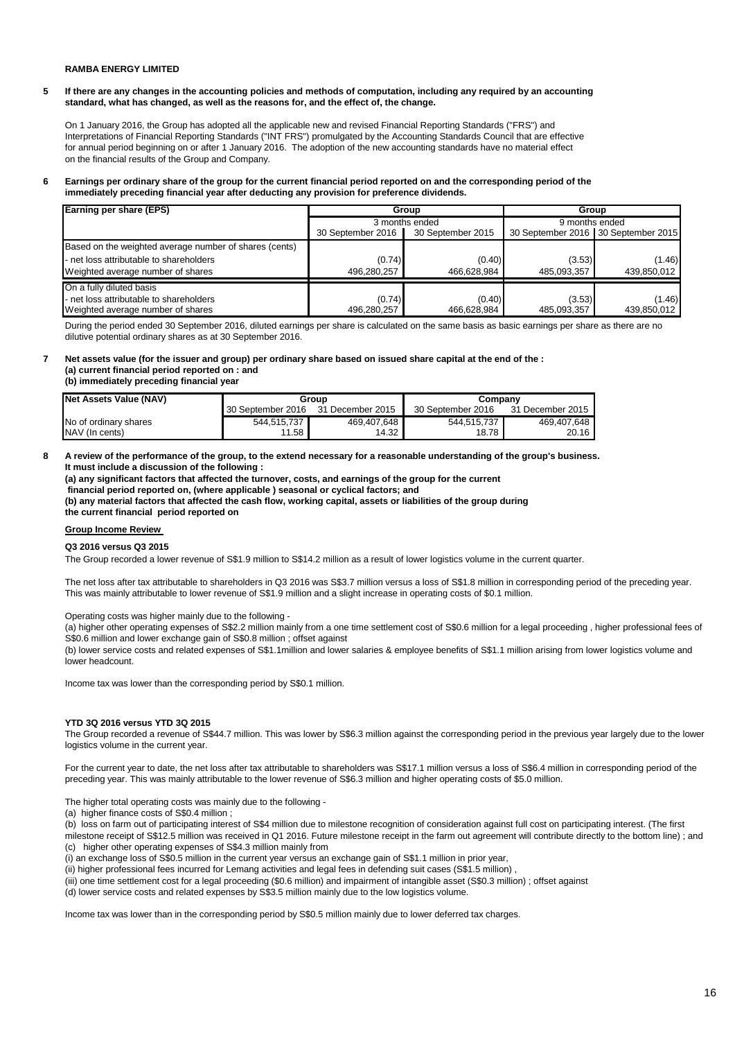**RAMBA ENERGY LIMITED**

**5 If there are any changes in the accounting policies and methods of computation, including any required by an accounting standard, what has changed, as well as the reasons for, and the effect of, the change.**

On 1 January 2016, the Group has adopted all the applicable new and revised Financial Reporting Standards ("FRS") and Interpretations of Financial Reporting Standards ("INT FRS") promulgated by the Accounting Standards Council that are effective for annual period beginning on or after 1 January 2016. The adoption of the new accounting standards have no material effect on the financial results of the Group and Company.

**6 Earnings per ordinary share of the group for the current financial period reported on and the corresponding period of the immediately preceding financial year after deducting any provision for preference dividends.**

| Earning per share (EPS) | Group | | Group | |
|---|---|---|---|---|
| | 3 months ended | | 9 months ended | |
| | 30 September 2016 | 30 September 2015 | 30 September 2016 | 30 September 2015 |
| Based on the weighted average number of shares (cents) | | | | |
| - net loss attributable to shareholders | (0.74) | (0.40) | (3.53) | (1.46) |
| Weighted average number of shares | 496,280,257 | 466,628,984 | 485,093,357 | 439,850,012 |
| On a fully diluted basis | | | | |
| - net loss attributable to shareholders | (0.74) | (0.40) | (3.53) | (1.46) |
| Weighted average number of shares | 496,280,257 | 466,628,984 | 485,093,357 | 439,850,012 |

During the period ended 30 September 2016, diluted earnings per share is calculated on the same basis as basic earnings per share as there are no dilutive potential ordinary shares as at 30 September 2016.

**7 Net assets value (for the issuer and group) per ordinary share based on issued share capital at the end of the :**
**(a) current financial period reported on : and**
**(b) immediately preceding financial year**

| Net Assets Value (NAV) | Group | | Company | |
|---|---|---|---|---|
| | 30 September 2016 | 31 December 2015 | 30 September 2016 | 31 December 2015 |
| No of ordinary shares | 544,515,737 | 469,407,648 | 544,515,737 | 469,407,648 |
| NAV (In cents) | 11.58 | 14.32 | 18.78 | 20.16 |

**8 A review of the performance of the group, to the extend necessary for a reasonable understanding of the group's business. It must include a discussion of the following :**
**(a) any significant factors that affected the turnover, costs, and earnings of the group for the current financial period reported on, (where applicable ) seasonal or cyclical factors; and**
**(b) any material factors that affected the cash flow, working capital, assets or liabilities of the group during the current financial period reported on**

**Group Income Review**

**Q3 2016 versus Q3 2015**

The Group recorded a lower revenue of S$1.9 million to S$14.2 million as a result of lower logistics volume in the current quarter.

The net loss after tax attributable to shareholders in Q3 2016 was S$3.7 million versus a loss of S$1.8 million in corresponding period of the preceding year. This was mainly attributable to lower revenue of S$1.9 million and a slight increase in operating costs of $0.1 million.

Operating costs was higher mainly due to the following -

(a) higher other operating expenses of S$2.2 million mainly from a one time settlement cost of S$0.6 million for a legal proceeding , higher professional fees of S$0.6 million and lower exchange gain of S$0.8 million ; offset against

(b) lower service costs and related expenses of S$1.1million and lower salaries & employee benefits of S$1.1 million arising from lower logistics volume and lower headcount.

Income tax was lower than the corresponding period by S$0.1 million.

**YTD 3Q 2016 versus YTD 3Q 2015**

The Group recorded a revenue of S$44.7 million. This was lower by S$6.3 million against the corresponding period in the previous year largely due to the lower logistics volume in the current year.

For the current year to date, the net loss after tax attributable to shareholders was S$17.1 million versus a loss of S$6.4 million in corresponding period of the preceding year. This was mainly attributable to the lower revenue of S$6.3 million and higher operating costs of $5.0 million.

The higher total operating costs was mainly due to the following -

(a) higher finance costs of S$0.4 million ;
(b) loss on farm out of participating interest of S$4 million due to milestone recognition of consideration against full cost on participating interest. (The first milestone receipt of S$12.5 million was received in Q1 2016. Future milestone receipt in the farm out agreement will contribute directly to the bottom line) ; and
(c) higher other operating expenses of S$4.3 million mainly from
(i) an exchange loss of S$0.5 million in the current year versus an exchange gain of S$1.1 million in prior year,
(ii) higher professional fees incurred for Lemang activities and legal fees in defending suit cases (S$1.5 million) ,
(iii) one time settlement cost for a legal proceeding ($0.6 million) and impairment of intangible asset (S$0.3 million) ; offset against
(d) lower service costs and related expenses by S$3.5 million mainly due to the low logistics volume.

Income tax was lower than in the corresponding period by S$0.5 million mainly due to lower deferred tax charges.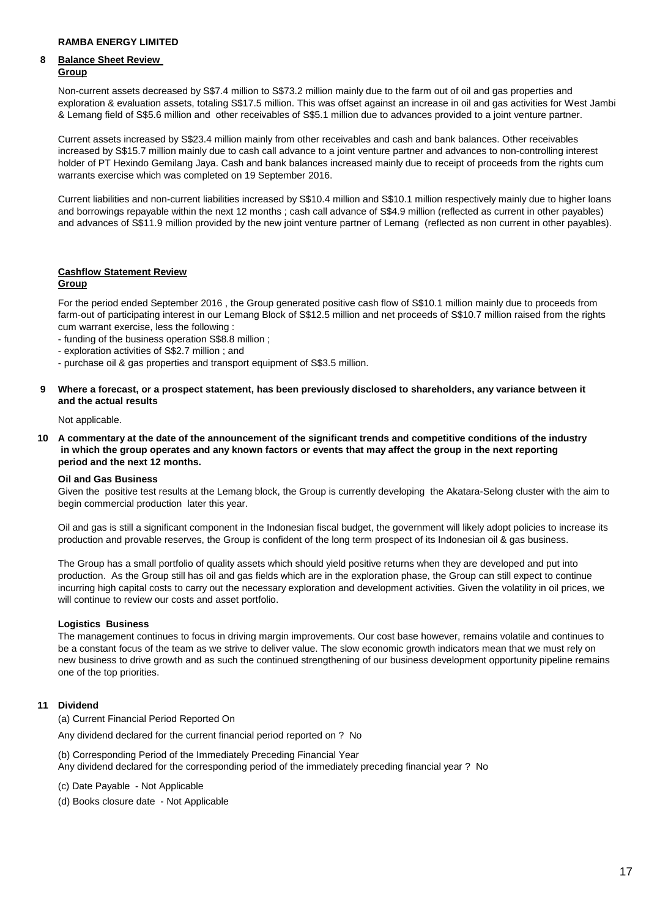**RAMBA ENERGY LIMITED**

## 8 Balance Sheet Review

**Group**

Non-current assets decreased by S$7.4 million to S$73.2 million mainly due to the farm out of oil and gas properties and exploration & evaluation assets, totaling S$17.5 million. This was offset against an increase in oil and gas activities for West Jambi & Lemang field of S$5.6 million and other receivables of S$5.1 million due to advances provided to a joint venture partner.

Current assets increased by S$23.4 million mainly from other receivables and cash and bank balances. Other receivables increased by S$15.7 million mainly due to cash call advance to a joint venture partner and advances to non-controlling interest holder of PT Hexindo Gemilang Jaya. Cash and bank balances increased mainly due to receipt of proceeds from the rights cum warrants exercise which was completed on 19 September 2016.

Current liabilities and non-current liabilities increased by S$10.4 million and S$10.1 million respectively mainly due to higher loans and borrowings repayable within the next 12 months ; cash call advance of S$4.9 million (reflected as current in other payables) and advances of S$11.9 million provided by the new joint venture partner of Lemang (reflected as non current in other payables).

## Cashflow Statement Review

**Group**

For the period ended September 2016 , the Group generated positive cash flow of S$10.1 million mainly due to proceeds from farm-out of participating interest in our Lemang Block of S$12.5 million and net proceeds of S$10.7 million raised from the rights cum warrant exercise, less the following :

- funding of the business operation S$8.8 million ;
- exploration activities of S$2.7 million ; and
- purchase oil & gas properties and transport equipment of S$3.5 million.

## 9 Where a forecast, or a prospect statement, has been previously disclosed to shareholders, any variance between it and the actual results

Not applicable.

## 10 A commentary at the date of the announcement of the significant trends and competitive conditions of the industry in which the group operates and any known factors or events that may affect the group in the next reporting period and the next 12 months.

**Oil and Gas Business**

Given the positive test results at the Lemang block, the Group is currently developing the Akatara-Selong cluster with the aim to begin commercial production later this year.

Oil and gas is still a significant component in the Indonesian fiscal budget, the government will likely adopt policies to increase its production and provable reserves, the Group is confident of the long term prospect of its Indonesian oil & gas business.

The Group has a small portfolio of quality assets which should yield positive returns when they are developed and put into production. As the Group still has oil and gas fields which are in the exploration phase, the Group can still expect to continue incurring high capital costs to carry out the necessary exploration and development activities. Given the volatility in oil prices, we will continue to review our costs and asset portfolio.

**Logistics Business**

The management continues to focus in driving margin improvements. Our cost base however, remains volatile and continues to be a constant focus of the team as we strive to deliver value. The slow economic growth indicators mean that we must rely on new business to drive growth and as such the continued strengthening of our business development opportunity pipeline remains one of the top priorities.

## 11 Dividend

(a) Current Financial Period Reported On

Any dividend declared for the current financial period reported on ? No

(b) Corresponding Period of the Immediately Preceding Financial Year

Any dividend declared for the corresponding period of the immediately preceding financial year ? No

(c) Date Payable - Not Applicable

(d) Books closure date - Not Applicable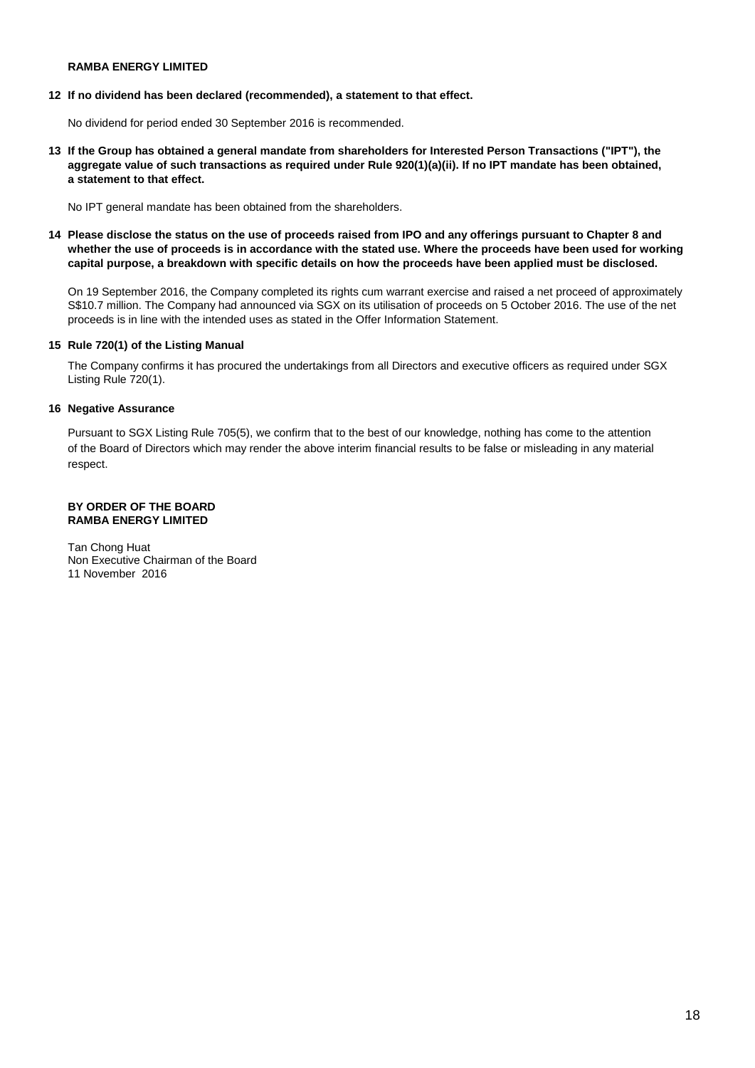**RAMBA ENERGY LIMITED**

**12 If no dividend has been declared (recommended), a statement to that effect.**

No dividend for period ended 30 September 2016 is recommended.

**13 If the Group has obtained a general mandate from shareholders for Interested Person Transactions ("IPT"), the aggregate value of such transactions as required under Rule 920(1)(a)(ii). If no IPT mandate has been obtained, a statement to that effect.**

No IPT general mandate has been obtained from the shareholders.

**14 Please disclose the status on the use of proceeds raised from IPO and any offerings pursuant to Chapter 8 and whether the use of proceeds is in accordance with the stated use. Where the proceeds have been used for working capital purpose, a breakdown with specific details on how the proceeds have been applied must be disclosed.**

On 19 September 2016, the Company completed its rights cum warrant exercise and raised a net proceed of approximately S$10.7 million. The Company had announced via SGX on its utilisation of proceeds on 5 October 2016. The use of the net proceeds is in line with the intended uses as stated in the Offer Information Statement.

**15 Rule 720(1) of the Listing Manual**

The Company confirms it has procured the undertakings from all Directors and executive officers as required under SGX Listing Rule 720(1).

**16 Negative Assurance**

Pursuant to SGX Listing Rule 705(5), we confirm that to the best of our knowledge, nothing has come to the attention of the Board of Directors which may render the above interim financial results to be false or misleading in any material respect.

**BY ORDER OF THE BOARD**
**RAMBA ENERGY LIMITED**

Tan Chong Huat
Non Executive Chairman of the Board
11 November 2016